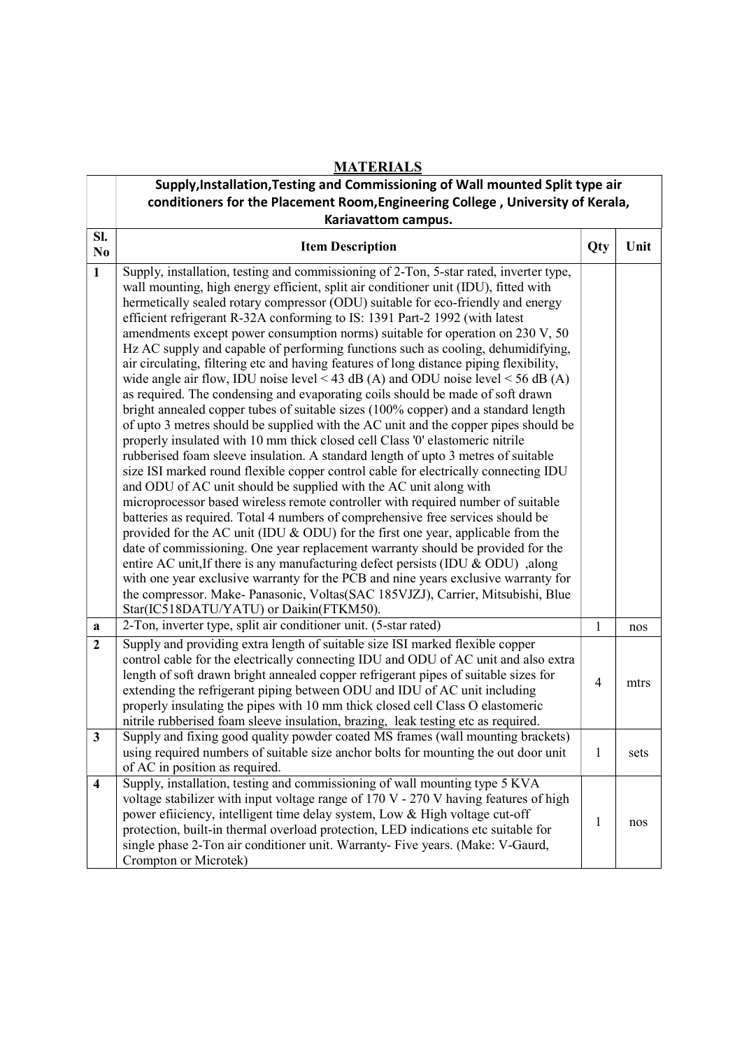## MATERIALS

| | **Supply,Installation,Testing and Commissioning of Wall mounted Split type air conditioners for the Placement Room,Engineering College , University of Kerala, Kariavattom campus.** | | |
|---|---|---|---|
| **Sl. No** | **Item Description** | **Qty** | **Unit** |
| **1** | Supply, installation, testing and commissioning of 2-Ton, 5-star rated, inverter type, wall mounting, high energy efficient, split air conditioner unit (IDU), fitted with hermetically sealed rotary compressor (ODU) suitable for eco-friendly and energy efficient refrigerant R-32A conforming to IS: 1391 Part-2 1992 (with latest amendments except power consumption norms) suitable for operation on 230 V, 50 Hz AC supply and capable of performing functions such as cooling, dehumidifying, air circulating, filtering etc and having features of long distance piping flexibility, wide angle air flow, IDU noise level < 43 dB (A) and ODU noise level < 56 dB (A) as required. The condensing and evaporating coils should be made of soft drawn bright annealed copper tubes of suitable sizes (100% copper) and a standard length of upto 3 metres should be supplied with the AC unit and the copper pipes should be properly insulated with 10 mm thick closed cell Class '0' elastomeric nitrile rubberised foam sleeve insulation. A standard length of upto 3 metres of suitable size ISI marked round flexible copper control cable for electrically connecting IDU and ODU of AC unit should be supplied with the AC unit along with microprocessor based wireless remote controller with required number of suitable batteries as required. Total 4 numbers of comprehensive free services should be provided for the AC unit (IDU & ODU) for the first one year, applicable from the date of commissioning. One year replacement warranty should be provided for the entire AC unit,If there is any manufacturing defect persists (IDU & ODU) ,along with one year exclusive warranty for the PCB and nine years exclusive warranty for the compressor. Make- Panasonic, Voltas(SAC 185VJZJ), Carrier, Mitsubishi, Blue Star(IC518DATU/YATU) or Daikin(FTKM50). | | |
| **a** | 2-Ton, inverter type, split air conditioner unit. (5-star rated) | 1 | nos |
| **2** | Supply and providing extra length of suitable size ISI marked flexible copper control cable for the electrically connecting IDU and ODU of AC unit and also extra length of soft drawn bright annealed copper refrigerant pipes of suitable sizes for extending the refrigerant piping between ODU and IDU of AC unit including properly insulating the pipes with 10 mm thick closed cell Class O elastomeric nitrile rubberised foam sleeve insulation, brazing, leak testing etc as required. | 4 | mtrs |
| **3** | Supply and fixing good quality powder coated MS frames (wall mounting brackets) using required numbers of suitable size anchor bolts for mounting the out door unit of AC in position as required. | 1 | sets |
| **4** | Supply, installation, testing and commissioning of wall mounting type 5 KVA voltage stabilizer with input voltage range of 170 V - 270 V having features of high power efiiciency, intelligent time delay system, Low & High voltage cut-off protection, built-in thermal overload protection, LED indications etc suitable for single phase 2-Ton air conditioner unit. Warranty- Five years. (Make: V-Gaurd, Crompton or Microtek) | 1 | nos |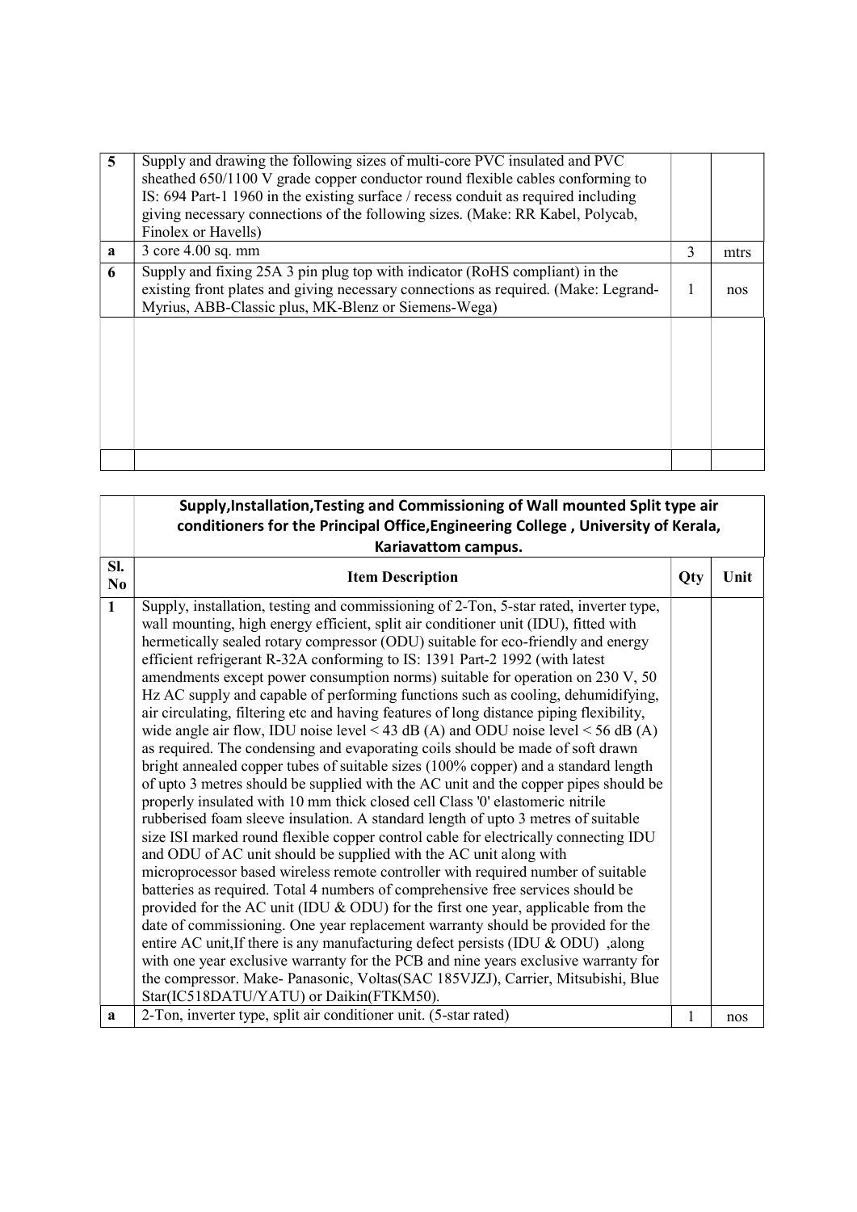| 5 | Supply and drawing the following sizes of multi-core PVC insulated and PVC sheathed 650/1100 V grade copper conductor round flexible cables conforming to IS: 694 Part-1 1960 in the existing surface / recess conduit as required including giving necessary connections of the following sizes. (Make: RR Kabel, Polycab, Finolex or Havells) | | |
|---|---|---|---|
| a | 3 core 4.00 sq. mm | 3 | mtrs |
| 6 | Supply and fixing 25A 3 pin plug top with indicator (RoHS compliant) in the existing front plates and giving necessary connections as required. (Make: Legrand-Myrius, ABB-Classic plus, MK-Blenz or Siemens-Wega) | 1 | nos |
| | | | |
| | | | |

| | **Supply,Installation,Testing and Commissioning of Wall mounted Split type air conditioners for the Principal Office,Engineering College , University of Kerala, Kariavattom campus.** | | |
|---|---|---|---|
| **Sl. No** | **Item Description** | **Qty** | **Unit** |
| **1** | Supply, installation, testing and commissioning of 2-Ton, 5-star rated, inverter type, wall mounting, high energy efficient, split air conditioner unit (IDU), fitted with hermetically sealed rotary compressor (ODU) suitable for eco-friendly and energy efficient refrigerant R-32A conforming to IS: 1391 Part-2 1992 (with latest amendments except power consumption norms) suitable for operation on 230 V, 50 Hz AC supply and capable of performing functions such as cooling, dehumidifying, air circulating, filtering etc and having features of long distance piping flexibility, wide angle air flow, IDU noise level < 43 dB (A) and ODU noise level < 56 dB (A) as required. The condensing and evaporating coils should be made of soft drawn bright annealed copper tubes of suitable sizes (100% copper) and a standard length of upto 3 metres should be supplied with the AC unit and the copper pipes should be properly insulated with 10 mm thick closed cell Class '0' elastomeric nitrile rubberised foam sleeve insulation. A standard length of upto 3 metres of suitable size ISI marked round flexible copper control cable for electrically connecting IDU and ODU of AC unit should be supplied with the AC unit along with microprocessor based wireless remote controller with required number of suitable batteries as required. Total 4 numbers of comprehensive free services should be provided for the AC unit (IDU & ODU) for the first one year, applicable from the date of commissioning. One year replacement warranty should be provided for the entire AC unit,If there is any manufacturing defect persists (IDU & ODU) ,along with one year exclusive warranty for the PCB and nine years exclusive warranty for the compressor. Make- Panasonic, Voltas(SAC 185VJZJ), Carrier, Mitsubishi, Blue Star(IC518DATU/YATU) or Daikin(FTKM50). | | |
| **a** | 2-Ton, inverter type, split air conditioner unit. (5-star rated) | 1 | nos |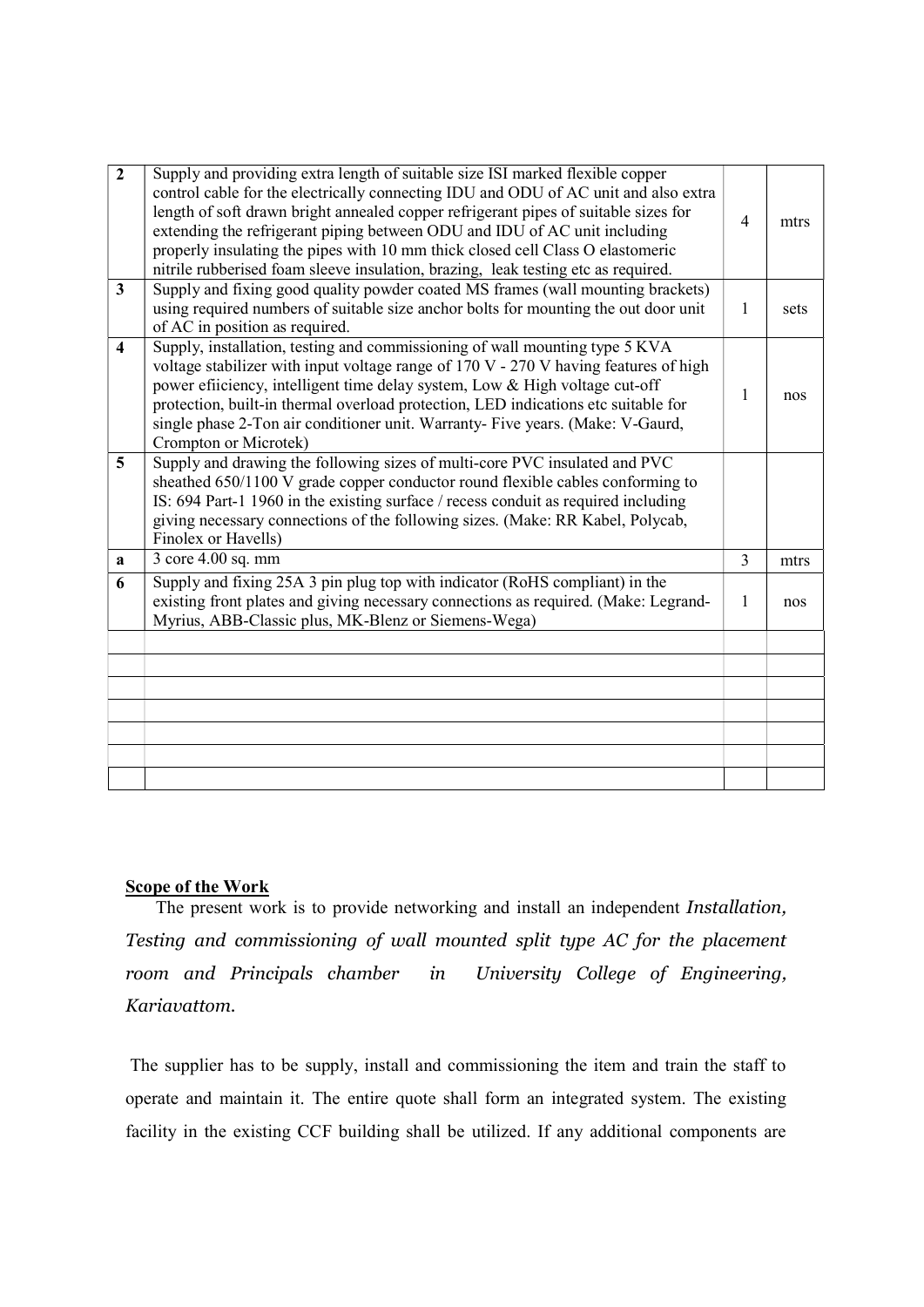| 2 | Supply and providing extra length of suitable size ISI marked flexible copper control cable for the electrically connecting IDU and ODU of AC unit and also extra length of soft drawn bright annealed copper refrigerant pipes of suitable sizes for extending the refrigerant piping between ODU and IDU of AC unit including properly insulating the pipes with 10 mm thick closed cell Class O elastomeric nitrile rubberised foam sleeve insulation, brazing, leak testing etc as required. | 4 | mtrs |
|---|---|---|---|
| 3 | Supply and fixing good quality powder coated MS frames (wall mounting brackets) using required numbers of suitable size anchor bolts for mounting the out door unit of AC in position as required. | 1 | sets |
| 4 | Supply, installation, testing and commissioning of wall mounting type 5 KVA voltage stabilizer with input voltage range of 170 V - 270 V having features of high power efiiciency, intelligent time delay system, Low & High voltage cut-off protection, built-in thermal overload protection, LED indications etc suitable for single phase 2-Ton air conditioner unit. Warranty- Five years. (Make: V-Gaurd, Crompton or Microtek) | 1 | nos |
| 5 | Supply and drawing the following sizes of multi-core PVC insulated and PVC sheathed 650/1100 V grade copper conductor round flexible cables conforming to IS: 694 Part-1 1960 in the existing surface / recess conduit as required including giving necessary connections of the following sizes. (Make: RR Kabel, Polycab, Finolex or Havells) | | |
| a | 3 core 4.00 sq. mm | 3 | mtrs |
| 6 | Supply and fixing 25A 3 pin plug top with indicator (RoHS compliant) in the existing front plates and giving necessary connections as required. (Make: Legrand-Myrius, ABB-Classic plus, MK-Blenz or Siemens-Wega) | 1 | nos |
| | | | |
| | | | |
| | | | |
| | | | |
| | | | |
| | | | |
| | | | |

**Scope of the Work**

The present work is to provide networking and install an independent *Installation, Testing and commissioning of wall mounted split type AC for the placement room and Principals chamber in University College of Engineering, Kariavattom.*

The supplier has to be supply, install and commissioning the item and train the staff to operate and maintain it. The entire quote shall form an integrated system. The existing facility in the existing CCF building shall be utilized. If any additional components are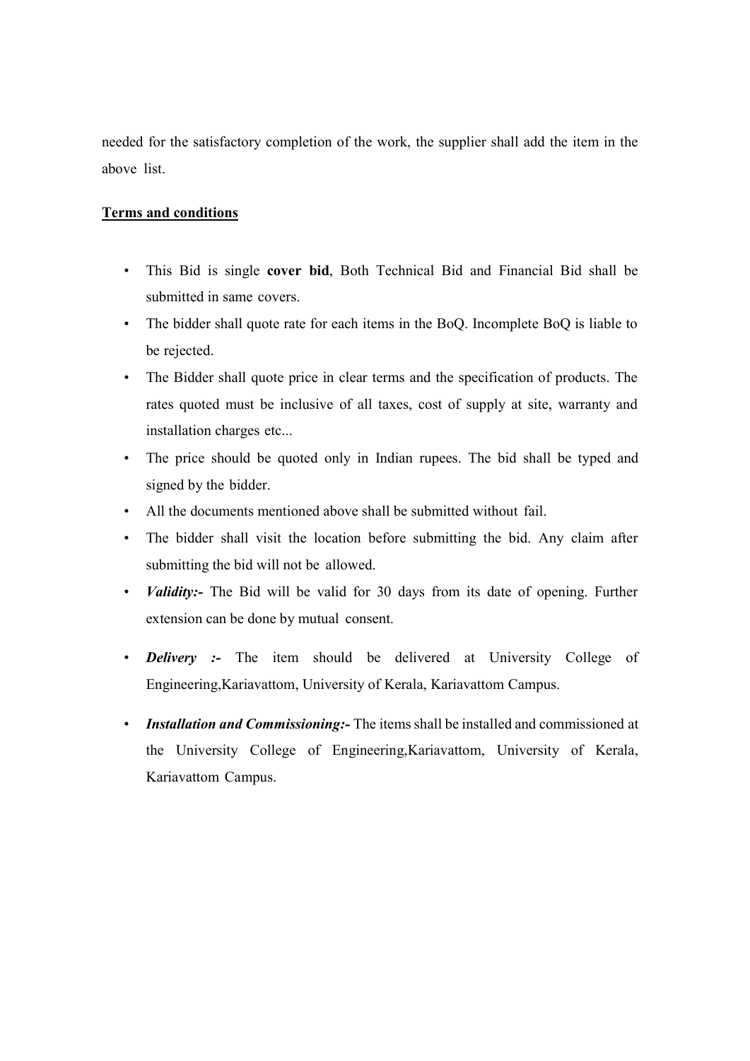needed for the satisfactory completion of the work, the supplier shall add the item in the above list.

**Terms and conditions**

- This Bid is single **cover bid**, Both Technical Bid and Financial Bid shall be submitted in same covers.
- The bidder shall quote rate for each items in the BoQ. Incomplete BoQ is liable to be rejected.
- The Bidder shall quote price in clear terms and the specification of products. The rates quoted must be inclusive of all taxes, cost of supply at site, warranty and installation charges etc...
- The price should be quoted only in Indian rupees. The bid shall be typed and signed by the bidder.
- All the documents mentioned above shall be submitted without fail.
- The bidder shall visit the location before submitting the bid. Any claim after submitting the bid will not be allowed.
- ***Validity:-*** The Bid will be valid for 30 days from its date of opening. Further extension can be done by mutual consent.
- ***Delivery :-*** The item should be delivered at University College of Engineering,Kariavattom, University of Kerala, Kariavattom Campus.
- ***Installation and Commissioning:-*** The items shall be installed and commissioned at the University College of Engineering,Kariavattom, University of Kerala, Kariavattom Campus.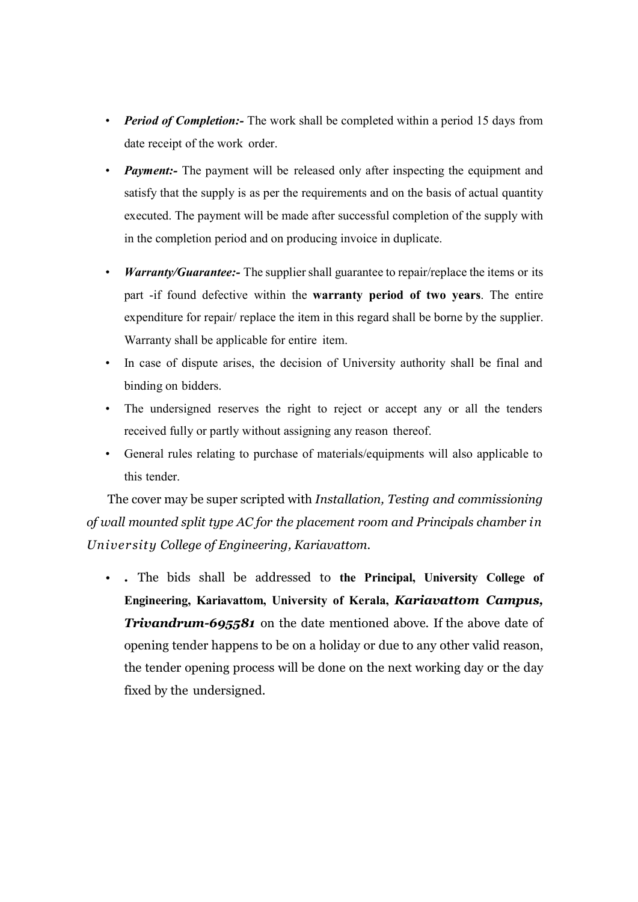- ***Period of Completion:-*** The work shall be completed within a period 15 days from date receipt of the work order.
- ***Payment:-*** The payment will be released only after inspecting the equipment and satisfy that the supply is as per the requirements and on the basis of actual quantity executed. The payment will be made after successful completion of the supply with in the completion period and on producing invoice in duplicate.
- ***Warranty/Guarantee:-*** The supplier shall guarantee to repair/replace the items or its part -if found defective within the **warranty period of two years**. The entire expenditure for repair/ replace the item in this regard shall be borne by the supplier. Warranty shall be applicable for entire item.
- In case of dispute arises, the decision of University authority shall be final and binding on bidders.
- The undersigned reserves the right to reject or accept any or all the tenders received fully or partly without assigning any reason thereof.
- General rules relating to purchase of materials/equipments will also applicable to this tender.

The cover may be super scripted with *Installation, Testing and commissioning of wall mounted split type AC for the placement room and Principals chamber in University College of Engineering, Kariavattom.*

- **.** The bids shall be addressed to **the Principal, University College of Engineering, Kariavattom, University of Kerala, *Kariavattom Campus, Trivandrum-695581*** on the date mentioned above. If the above date of opening tender happens to be on a holiday or due to any other valid reason, the tender opening process will be done on the next working day or the day fixed by the undersigned.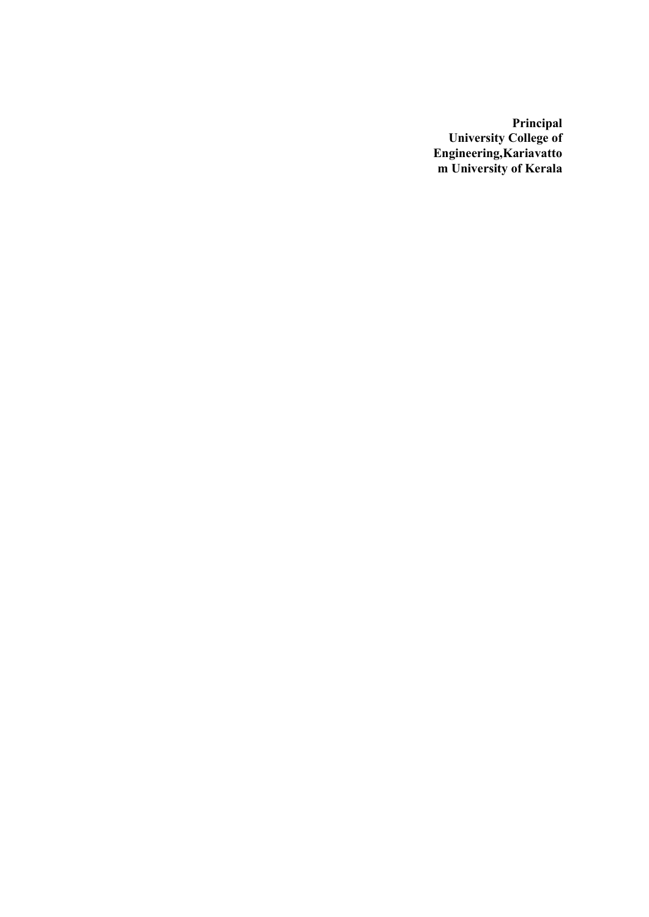**Principal**
**University College of Engineering,Kariavattom University of Kerala**